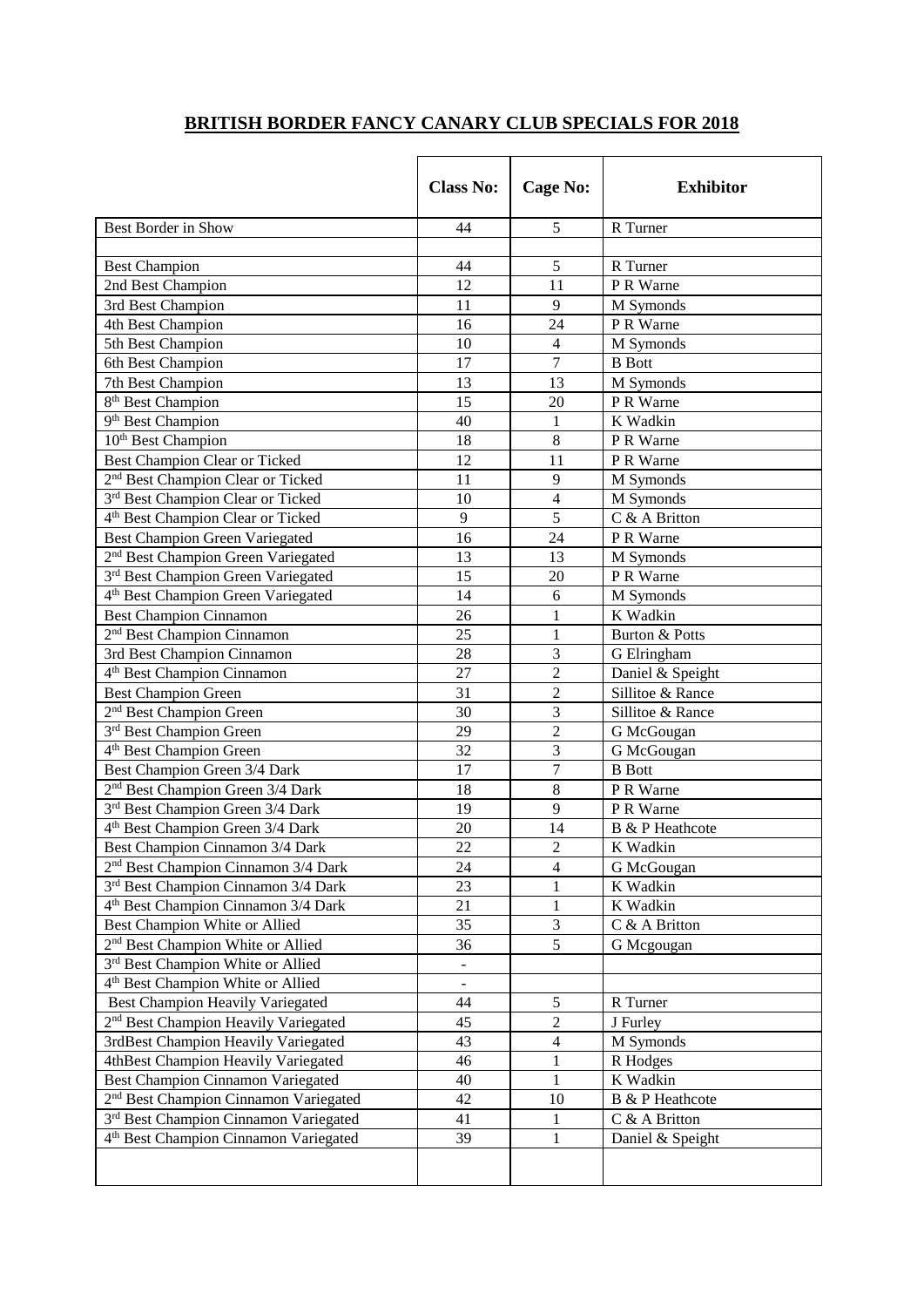# BRITISH BORDER FANCY CANARY CLUB SPECIALS FOR 2018

| | Class No: | Cage No: | Exhibitor |
|---|---|---|---|
| Best Border in Show | 44 | 5 | R Turner |
| | | | |
| Best Champion | 44 | 5 | R Turner |
| 2nd Best Champion | 12 | 11 | P R Warne |
| 3rd Best Champion | 11 | 9 | M Symonds |
| 4th Best Champion | 16 | 24 | P R Warne |
| 5th Best Champion | 10 | 4 | M Symonds |
| 6th Best Champion | 17 | 7 | B Bott |
| 7th Best Champion | 13 | 13 | M Symonds |
| 8th Best Champion | 15 | 20 | P R Warne |
| 9th Best Champion | 40 | 1 | K Wadkin |
| 10th Best Champion | 18 | 8 | P R Warne |
| Best Champion Clear or Ticked | 12 | 11 | P R Warne |
| 2nd Best Champion Clear or Ticked | 11 | 9 | M Symonds |
| 3rd Best Champion Clear or Ticked | 10 | 4 | M Symonds |
| 4th Best Champion Clear or Ticked | 9 | 5 | C & A Britton |
| Best Champion Green Variegated | 16 | 24 | P R Warne |
| 2nd Best Champion Green Variegated | 13 | 13 | M Symonds |
| 3rd Best Champion Green Variegated | 15 | 20 | P R Warne |
| 4th Best Champion Green Variegated | 14 | 6 | M Symonds |
| Best Champion Cinnamon | 26 | 1 | K Wadkin |
| 2nd Best Champion Cinnamon | 25 | 1 | Burton & Potts |
| 3rd Best Champion Cinnamon | 28 | 3 | G Elringham |
| 4th Best Champion Cinnamon | 27 | 2 | Daniel & Speight |
| Best Champion Green | 31 | 2 | Sillitoe & Rance |
| 2nd Best Champion Green | 30 | 3 | Sillitoe & Rance |
| 3rd Best Champion Green | 29 | 2 | G McGougan |
| 4th Best Champion Green | 32 | 3 | G McGougan |
| Best Champion Green 3/4 Dark | 17 | 7 | B Bott |
| 2nd Best Champion Green 3/4 Dark | 18 | 8 | P R Warne |
| 3rd Best Champion Green 3/4 Dark | 19 | 9 | P R Warne |
| 4th Best Champion Green 3/4 Dark | 20 | 14 | B & P Heathcote |
| Best Champion Cinnamon 3/4 Dark | 22 | 2 | K Wadkin |
| 2nd Best Champion Cinnamon 3/4 Dark | 24 | 4 | G McGougan |
| 3rd Best Champion Cinnamon 3/4 Dark | 23 | 1 | K Wadkin |
| 4th Best Champion Cinnamon 3/4 Dark | 21 | 1 | K Wadkin |
| Best Champion White or Allied | 35 | 3 | C & A Britton |
| 2nd Best Champion White or Allied | 36 | 5 | G Mcgougan |
| 3rd Best Champion White or Allied | - | | |
| 4th Best Champion White or Allied | - | | |
| Best Champion Heavily Variegated | 44 | 5 | R Turner |
| 2nd Best Champion Heavily Variegated | 45 | 2 | J Furley |
| 3rdBest Champion Heavily Variegated | 43 | 4 | M Symonds |
| 4thBest Champion Heavily Variegated | 46 | 1 | R Hodges |
| Best Champion Cinnamon Variegated | 40 | 1 | K Wadkin |
| 2nd Best Champion Cinnamon Variegated | 42 | 10 | B & P Heathcote |
| 3rd Best Champion Cinnamon Variegated | 41 | 1 | C & A Britton |
| 4th Best Champion Cinnamon Variegated | 39 | 1 | Daniel & Speight |
| | | | |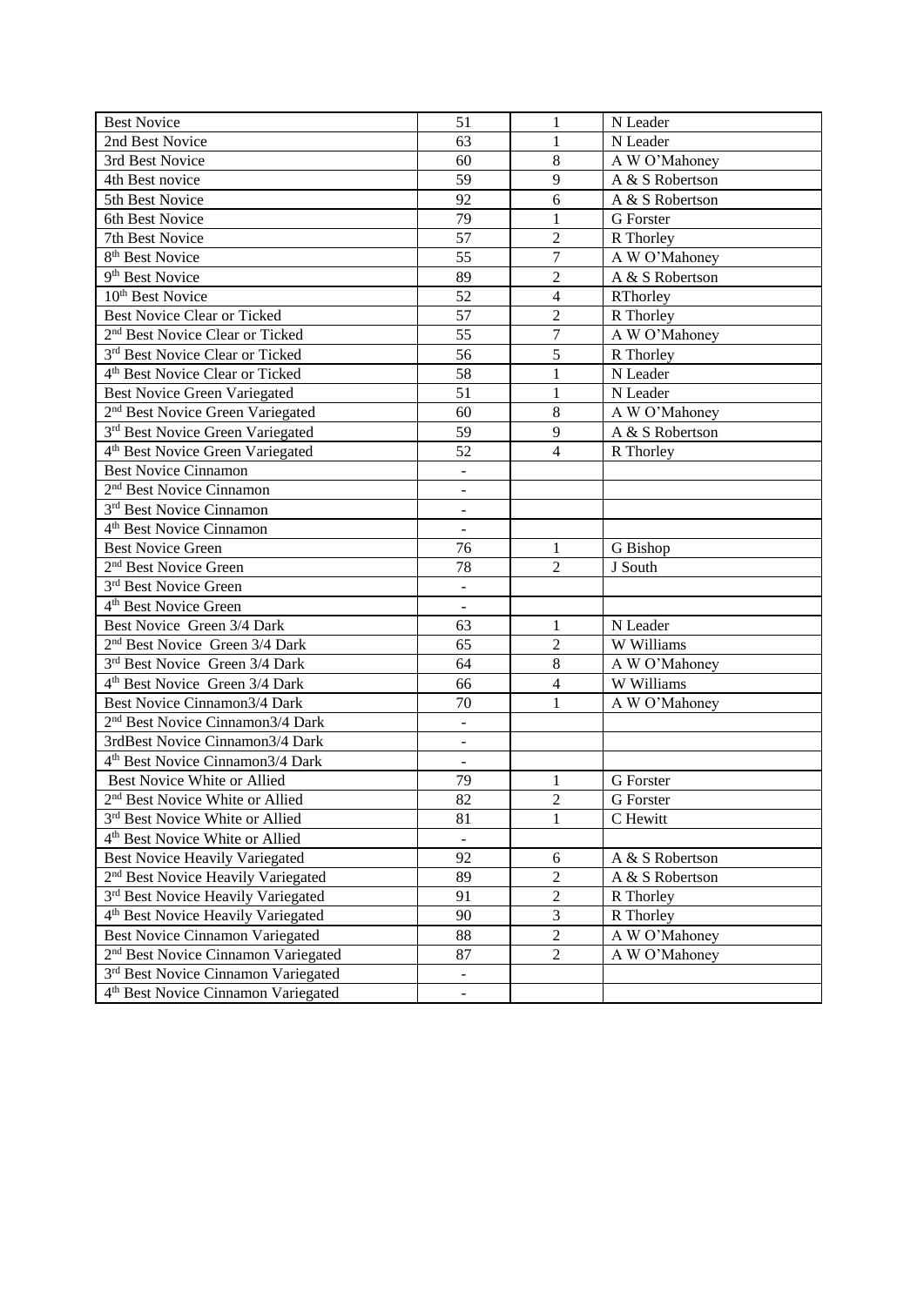| | | | |
|---|---|---|---|
| Best Novice | 51 | 1 | N Leader |
| 2nd Best Novice | 63 | 1 | N Leader |
| 3rd Best Novice | 60 | 8 | A W O'Mahoney |
| 4th Best novice | 59 | 9 | A & S Robertson |
| 5th Best Novice | 92 | 6 | A & S Robertson |
| 6th Best Novice | 79 | 1 | G Forster |
| 7th Best Novice | 57 | 2 | R Thorley |
| 8th Best Novice | 55 | 7 | A W O'Mahoney |
| 9th Best Novice | 89 | 2 | A & S Robertson |
| 10th Best Novice | 52 | 4 | RThorley |
| Best Novice Clear or Ticked | 57 | 2 | R Thorley |
| 2nd Best Novice Clear or Ticked | 55 | 7 | A W O'Mahoney |
| 3rd Best Novice Clear or Ticked | 56 | 5 | R Thorley |
| 4th Best Novice Clear or Ticked | 58 | 1 | N Leader |
| Best Novice Green Variegated | 51 | 1 | N Leader |
| 2nd Best Novice Green Variegated | 60 | 8 | A W O'Mahoney |
| 3rd Best Novice Green Variegated | 59 | 9 | A & S Robertson |
| 4th Best Novice Green Variegated | 52 | 4 | R Thorley |
| Best Novice Cinnamon | - | | |
| 2nd Best Novice Cinnamon | - | | |
| 3rd Best Novice Cinnamon | - | | |
| 4th Best Novice Cinnamon | - | | |
| Best Novice Green | 76 | 1 | G Bishop |
| 2nd Best Novice Green | 78 | 2 | J South |
| 3rd Best Novice Green | - | | |
| 4th Best Novice Green | - | | |
| Best Novice Green 3/4 Dark | 63 | 1 | N Leader |
| 2nd Best Novice Green 3/4 Dark | 65 | 2 | W Williams |
| 3rd Best Novice Green 3/4 Dark | 64 | 8 | A W O'Mahoney |
| 4th Best Novice Green 3/4 Dark | 66 | 4 | W Williams |
| Best Novice Cinnamon3/4 Dark | 70 | 1 | A W O'Mahoney |
| 2nd Best Novice Cinnamon3/4 Dark | - | | |
| 3rdBest Novice Cinnamon3/4 Dark | - | | |
| 4th Best Novice Cinnamon3/4 Dark | - | | |
| Best Novice White or Allied | 79 | 1 | G Forster |
| 2nd Best Novice White or Allied | 82 | 2 | G Forster |
| 3rd Best Novice White or Allied | 81 | 1 | C Hewitt |
| 4th Best Novice White or Allied | - | | |
| Best Novice Heavily Variegated | 92 | 6 | A & S Robertson |
| 2nd Best Novice Heavily Variegated | 89 | 2 | A & S Robertson |
| 3rd Best Novice Heavily Variegated | 91 | 2 | R Thorley |
| 4th Best Novice Heavily Variegated | 90 | 3 | R Thorley |
| Best Novice Cinnamon Variegated | 88 | 2 | A W O'Mahoney |
| 2nd Best Novice Cinnamon Variegated | 87 | 2 | A W O'Mahoney |
| 3rd Best Novice Cinnamon Variegated | - | | |
| 4th Best Novice Cinnamon Variegated | - | | |